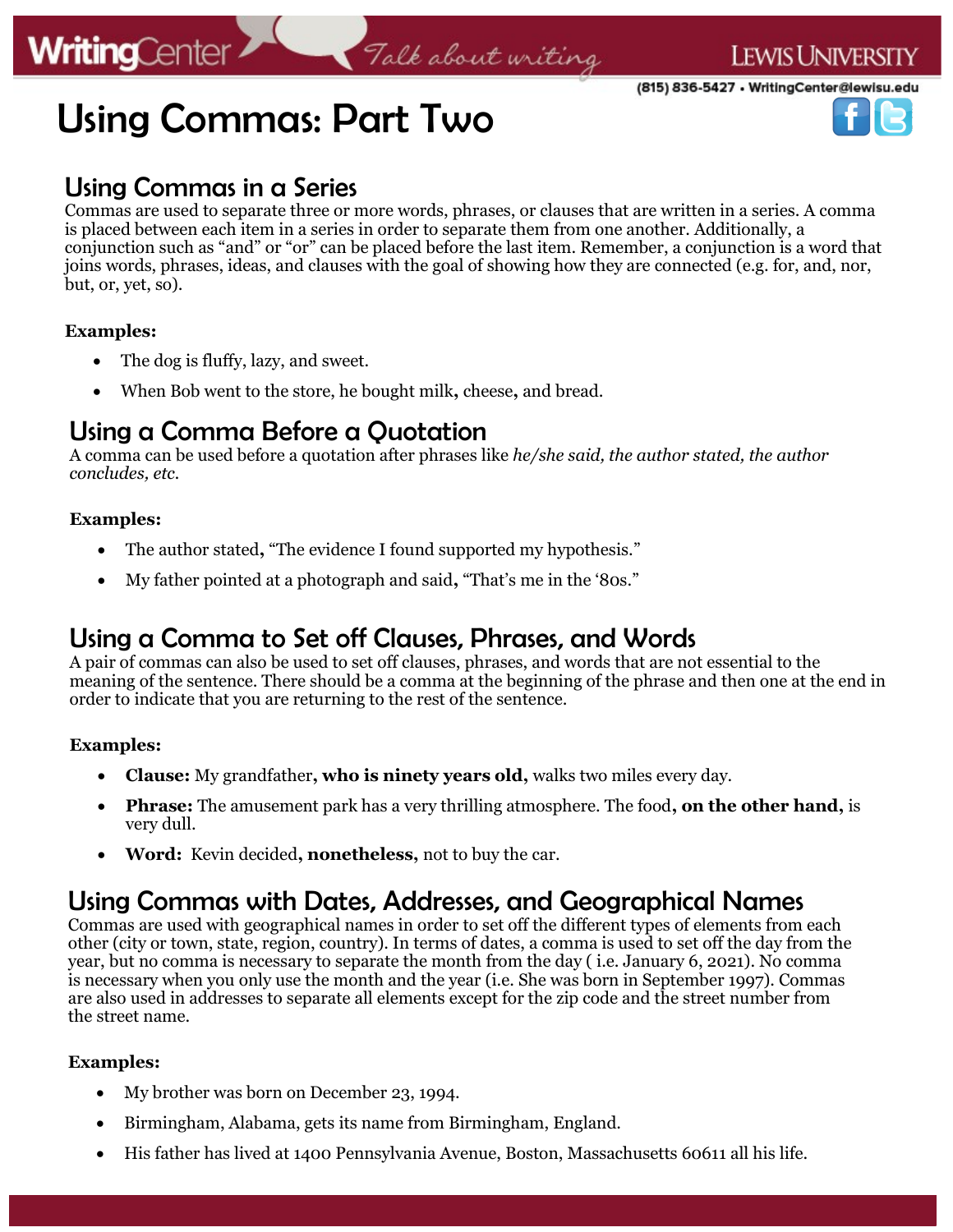# Using Commas: Part Two

## Using Commas in a Series

Commas are used to separate three or more words, phrases, or clauses that are written in a series. A comma is placed between each item in a series in order to separate them from one another. Additionally, a conjunction such as "and" or "or" can be placed before the last item. Remember, a conjunction is a word that joins words, phrases, ideas, and clauses with the goal of showing how they are connected (e.g. for, and, nor, but, or, yet, so).

**Examples:**

- The dog is fluffy, lazy, and sweet.
- When Bob went to the store, he bought milk**,** cheese**,** and bread.

## Using a Comma Before a Quotation

A comma can be used before a quotation after phrases like *he/she said, the author stated, the author concludes, etc.*

**Examples:**

- The author stated**,** "The evidence I found supported my hypothesis."
- My father pointed at a photograph and said**,** "That's me in the '80s."

## Using a Comma to Set off Clauses, Phrases, and Words

A pair of commas can also be used to set off clauses, phrases, and words that are not essential to the meaning of the sentence. There should be a comma at the beginning of the phrase and then one at the end in order to indicate that you are returning to the rest of the sentence.

**Examples:**

- **Clause:** My grandfather**, who is ninety years old,** walks two miles every day.
- **Phrase:** The amusement park has a very thrilling atmosphere. The food**, on the other hand,** is very dull.
- **Word:** Kevin decided**, nonetheless,** not to buy the car.

## Using Commas with Dates, Addresses, and Geographical Names

Commas are used with geographical names in order to set off the different types of elements from each other (city or town, state, region, country). In terms of dates, a comma is used to set off the day from the year, but no comma is necessary to separate the month from the day ( i.e. January 6, 2021). No comma is necessary when you only use the month and the year (i.e. She was born in September 1997). Commas are also used in addresses to separate all elements except for the zip code and the street number from the street name.

**Examples:**

- My brother was born on December 23, 1994.
- Birmingham, Alabama, gets its name from Birmingham, England.
- His father has lived at 1400 Pennsylvania Avenue, Boston, Massachusetts 60611 all his life.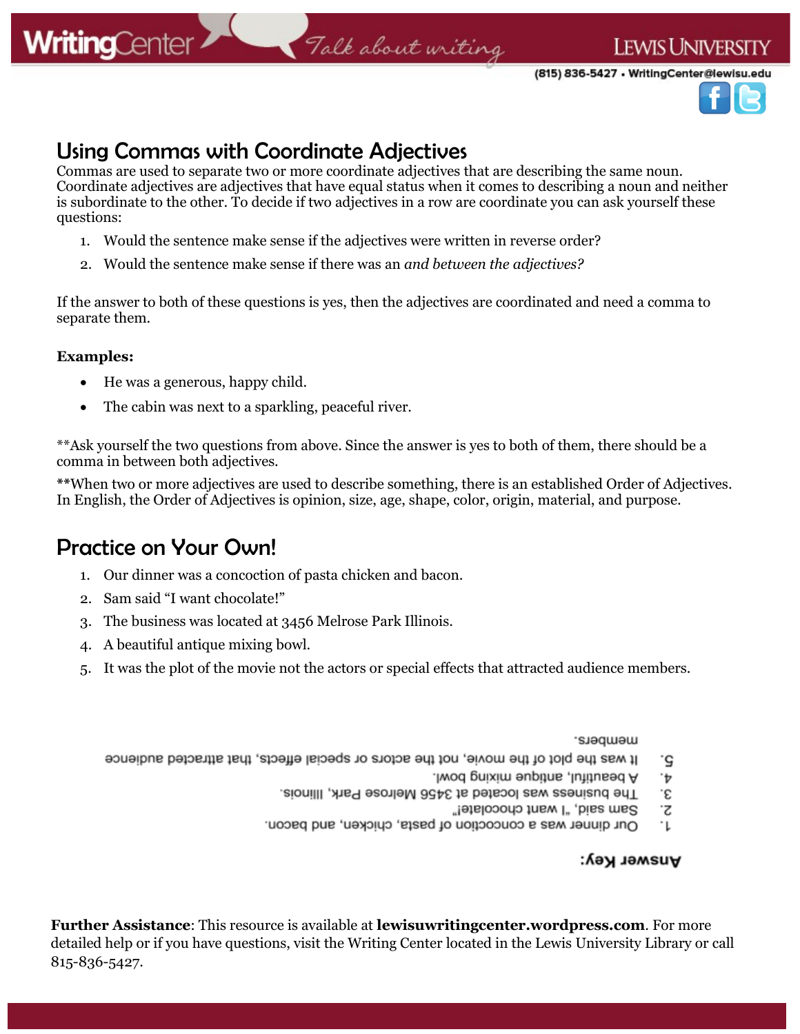## Using Commas with Coordinate Adjectives

Commas are used to separate two or more coordinate adjectives that are describing the same noun. Coordinate adjectives are adjectives that have equal status when it comes to describing a noun and neither is subordinate to the other. To decide if two adjectives in a row are coordinate you can ask yourself these questions:

1. Would the sentence make sense if the adjectives were written in reverse order?
2. Would the sentence make sense if there was an *and between the adjectives?*

If the answer to both of these questions is yes, then the adjectives are coordinated and need a comma to separate them.

**Examples:**

- He was a generous, happy child.
- The cabin was next to a sparkling, peaceful river.

**Ask yourself the two questions from above. Since the answer is yes to both of them, there should be a comma in between both adjectives.

**When two or more adjectives are used to describe something, there is an established Order of Adjectives. In English, the Order of Adjectives is opinion, size, age, shape, color, origin, material, and purpose.

## Practice on Your Own!

1. Our dinner was a concoction of pasta chicken and bacon.
2. Sam said "I want chocolate!"
3. The business was located at 3456 Melrose Park Illinois.
4. A beautiful antique mixing bowl.
5. It was the plot of the movie not the actors or special effects that attracted audience members.

**Answer Key:**

1. Our dinner was a concoction of pasta, chicken, and bacon.
2. Sam said, "I want chocolate!"
3. The business was located at 3456 Melrose Park, Illinois.
4. A beautiful, antique mixing bowl.
5. It was the plot of the movie, not the actors or special effects, that attracted audience members.

**Further Assistance**: This resource is available at **lewisuwritingcenter.wordpress.com**. For more detailed help or if you have questions, visit the Writing Center located in the Lewis University Library or call 815-836-5427.